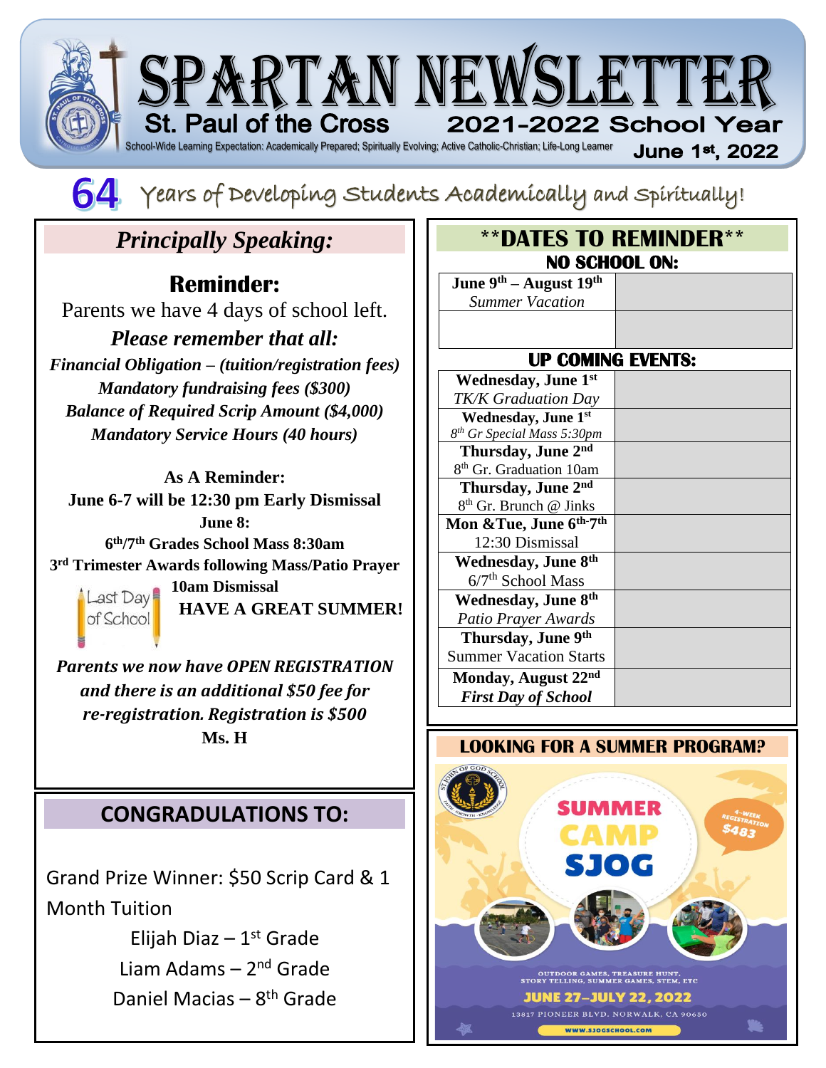# SPARTAN NEWSLETTER

**St. Paul of the Cross** — **2021-2022 School Year**

School-Wide Learning Expectation: Academically Prepared; Spiritually Evolving; Active Catholic-Christian; Life-Long Learner

**June 1st, 2022**

## 64 Years of Developing Students Academically and Spiritually!

## *Principally Speaking:*

### Reminder:

Parents we have 4 days of school left.

***Please remember that all:***

***Financial Obligation – (tuition/registration fees)***
***Mandatory fundraising fees ($300)***
***Balance of Required Scrip Amount ($4,000)***
***Mandatory Service Hours (40 hours)***

**As A Reminder:**
**June 6-7 will be 12:30 pm Early Dismissal**
**June 8:**
**6th/7th Grades School Mass 8:30am**
**3rd Trimester Awards following Mass/Patio Prayer**
**10am Dismissal**

Last Day of School

**HAVE A GREAT SUMMER!**

***Parents we now have OPEN REGISTRATION and there is an additional $50 fee for re-registration. Registration is $500***

**Ms. H**

## CONGRADULATIONS TO:

Grand Prize Winner: $50 Scrip Card & 1 Month Tuition

Elijah Diaz – 1st Grade
Liam Adams – 2nd Grade
Daniel Macias – 8th Grade

## **DATES TO REMINDER**

### NO SCHOOL ON:

| | |
|---|---|
| **June 9th – August 19th** *Summer Vacation* | |
| | |

### UP COMING EVENTS:

| | |
|---|---|
| **Wednesday, June 1st** *TK/K Graduation Day* | |
| **Wednesday, June 1st** *8th Gr Special Mass 5:30pm* | |
| **Thursday, June 2nd** 8th Gr. Graduation 10am | |
| **Thursday, June 2nd** 8th Gr. Brunch @ Jinks | |
| **Mon &Tue, June 6th-7th** 12:30 Dismissal | |
| **Wednesday, June 8th** 6/7th School Mass | |
| **Wednesday, June 8th** *Patio Prayer Awards* | |
| **Thursday, June 9th** Summer Vacation Starts | |
| **Monday, August 22nd** ***First Day of School*** | |

### LOOKING FOR A SUMMER PROGRAM?

SUMMER CAMP SJOG

4-WEEK REGISTRATION $483

OUTDOOR GAMES, TREASURE HUNT, STORY TELLING, SUMMER GAMES, STEM, ETC

JUNE 27–JULY 22, 2022

13817 PIONEER BLVD. NORWALK, CA 90650

WWW.SJOGSCHOOL.COM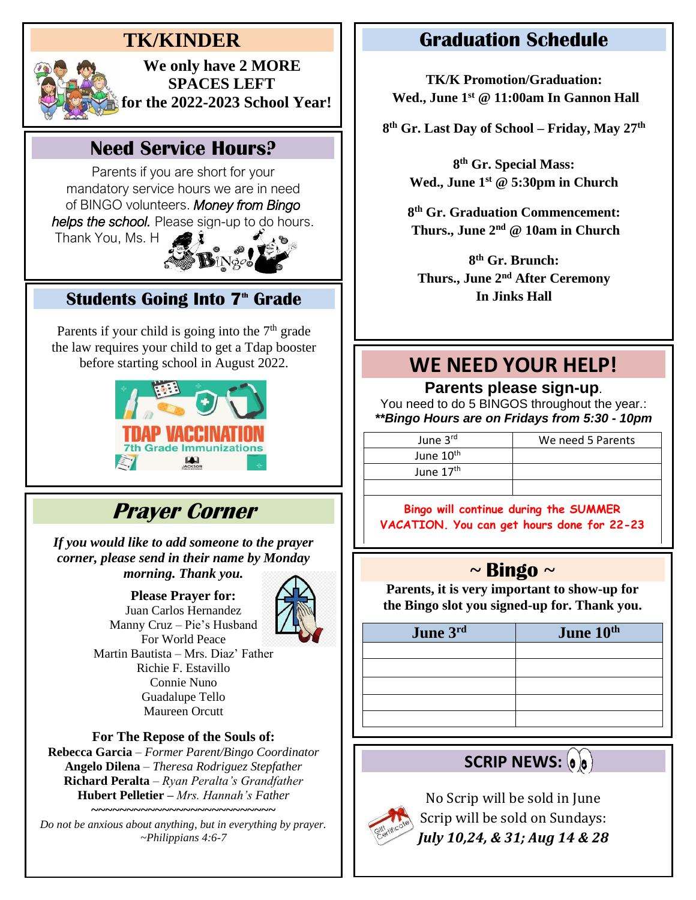## TK/KINDER

**We only have 2 MORE SPACES LEFT for the 2022-2023 School Year!**

## Need Service Hours?

Parents if you are short for your mandatory service hours we are in need of BINGO volunteers. *Money from Bingo helps the school.* Please sign-up to do hours.
Thank You, Ms. H

## Students Going Into 7th Grade

Parents if your child is going into the 7th grade the law requires your child to get a Tdap booster before starting school in August 2022.

## Prayer Corner

***If you would like to add someone to the prayer corner, please send in their name by Monday morning. Thank you.***

**Please Prayer for:**
Juan Carlos Hernandez
Manny Cruz – Pie's Husband
For World Peace
Martin Bautista – Mrs. Diaz' Father
Richie F. Estavillo
Connie Nuno
Guadalupe Tello
Maureen Orcutt

**For The Repose of the Souls of:**
**Rebecca Garcia** – *Former Parent/Bingo Coordinator*
**Angelo Dilena** – *Theresa Rodriguez Stepfather*
**Richard Peralta** – *Ryan Peralta's Grandfather*
**Hubert Pelletier** – *Mrs. Hannah's Father*
~~~~~~~~~~~~~~~~~~~~~~~~~~~~

*Do not be anxious about anything, but in everything by prayer.*
*~Philippians 4:6-7*

## Graduation Schedule

**TK/K Promotion/Graduation:**
**Wed., June 1st @ 11:00am In Gannon Hall**

**8th Gr. Last Day of School – Friday, May 27th**

**8th Gr. Special Mass:**
**Wed., June 1st @ 5:30pm in Church**

**8th Gr. Graduation Commencement:**
**Thurs., June 2nd @ 10am in Church**

**8th Gr. Brunch:**
**Thurs., June 2nd After Ceremony**
**In Jinks Hall**

## WE NEED YOUR HELP!

**Parents please sign-up.**
You need to do 5 BINGOS throughout the year.:
***\*\*Bingo Hours are on Fridays from 5:30 - 10pm***

| | |
|---|---|
| June 3rd | We need 5 Parents |
| June 10th | |
| June 17th | |
| | |

**Bingo will continue during the SUMMER VACATION. You can get hours done for 22-23**

## ~ Bingo ~

**Parents, it is very important to show-up for the Bingo slot you signed-up for. Thank you.**

| June 3rd | June 10th |
|---|---|
| | |
| | |
| | |
| | |
| | |

## SCRIP NEWS:

No Scrip will be sold in June
Scrip will be sold on Sundays:
***July 10,24, & 31; Aug 14 & 28***